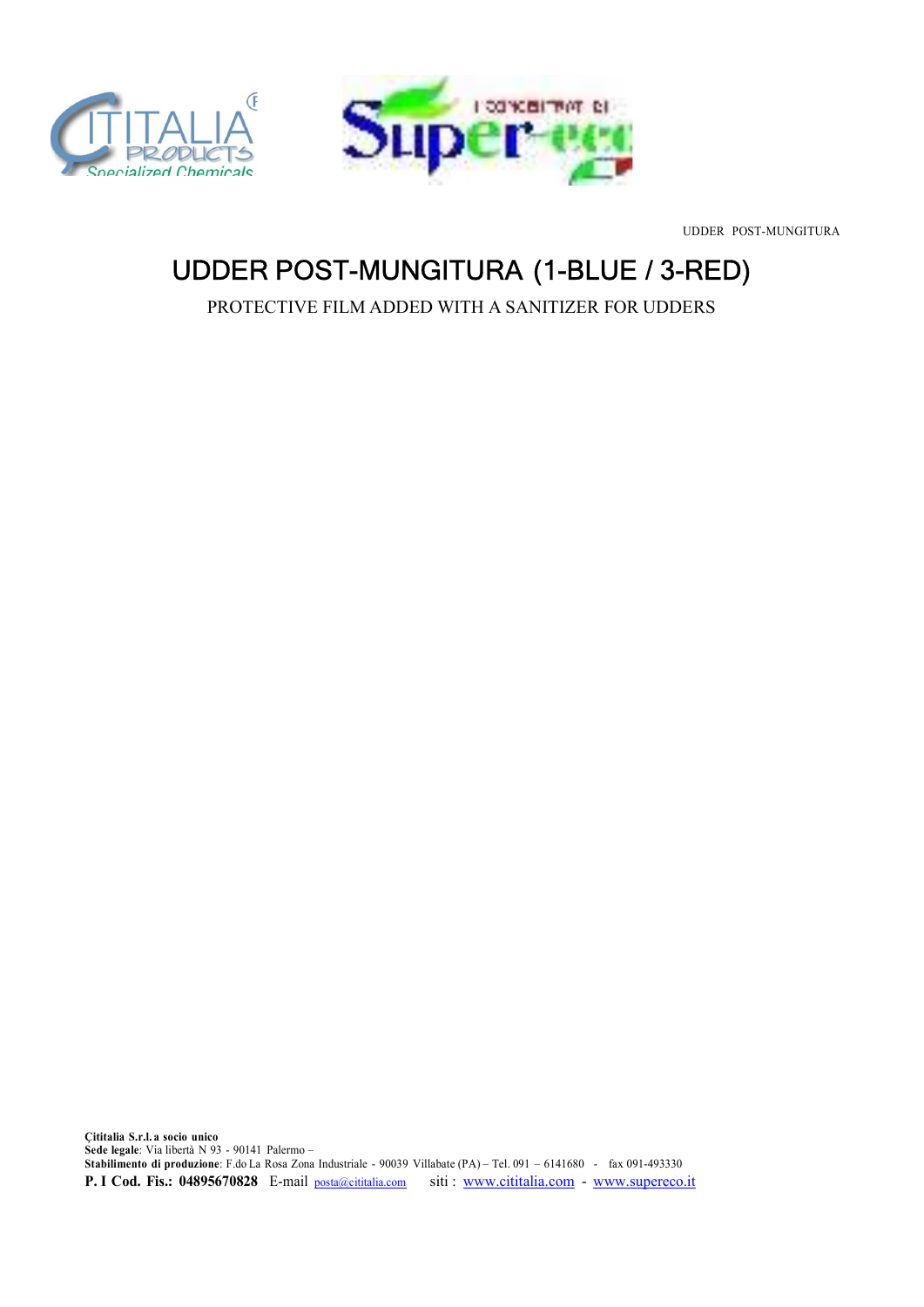# UDDER POST-MUNGITURA (1-BLUE / 3-RED)

PROTECTIVE FILM ADDED WITH A SANITIZER FOR UDDERS

**Çititalia S.r.l. a socio unico**
**Sede legale**: Via libertà N 93 - 90141 Palermo –
**Stabilimento di produzione**: F.do La Rosa Zona Industriale - 90039 Villabate (PA) – Tel. 091 – 6141680 - fax 091-493330
**P. I Cod. Fis.: 04895670828** E-mail posta@cititalia.com siti : www.cititalia.com - www.supereco.it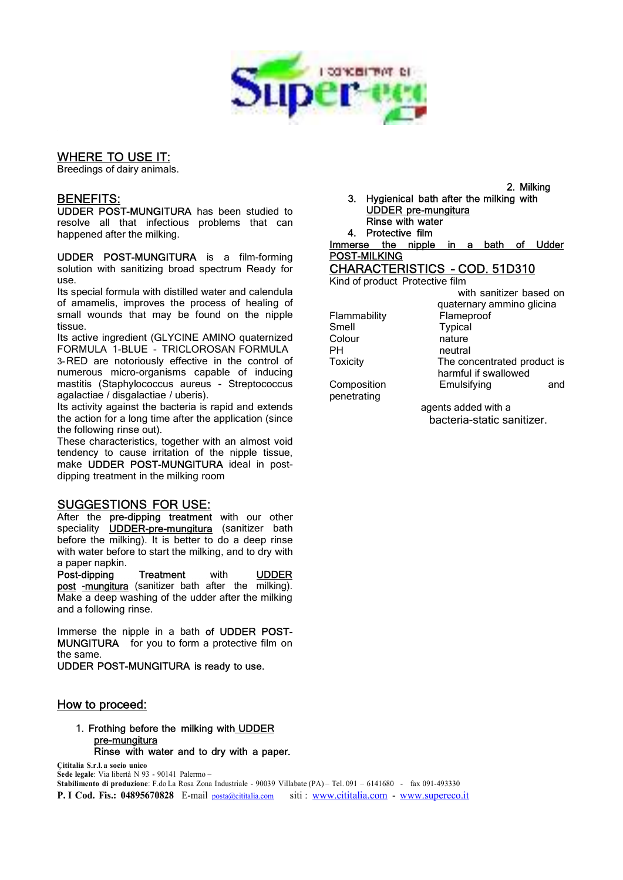## WHERE TO USE IT:

Breedings of dairy animals.

## BENEFITS:

**UDDER POST-MUNGITURA** has been studied to resolve all that infectious problems that can happened after the milking.

**UDDER POST-MUNGITURA** is a film-forming solution with sanitizing broad spectrum Ready for use.

Its special formula with distilled water and calendula of amamelis, improves the process of healing of small wounds that may be found on the nipple tissue.

Its active ingredient (GLYCINE AMINO quaternized FORMULA 1-BLUE - TRICLOROSAN FORMULA 3-RED are notoriously effective in the control of numerous micro-organisms capable of inducing mastitis (Staphylococcus aureus - Streptococcus agalactiae / disgalactiae / uberis).

Its activity against the bacteria is rapid and extends the action for a long time after the application (since the following rinse out).

These characteristics, together with an almost void tendency to cause irritation of the nipple tissue, make **UDDER POST-MUNGITURA** ideal in post-dipping treatment in the milking room

## SUGGESTIONS FOR USE:

After the **pre-dipping treatment** with our other speciality UDDER-pre-mungitura (sanitizer bath before the milking). It is better to do a deep rinse with water before to start the milking, and to dry with a paper napkin.

**Post-dipping Treatment** with UDDER post -mungitura (sanitizer bath after the milking). Make a deep washing of the udder after the milking and a following rinse.

Immerse the nipple in a bath **of UDDER POST-MUNGITURA** for you to form a protective film on the same.

**UDDER POST-MUNGITURA is ready to use.**

## How to proceed:

1. **Frothing before the milking with UDDER pre-mungitura**
   **Rinse with water and to dry with a paper.**
2. **Milking**
3. **Hygienical bath after the milking with UDDER pre-mungitura**
   **Rinse with water**
4. **Protective film**

Immerse the nipple in a bath of Udder POST-MILKING

## CHARACTERISTICS - COD. 51D310

| | |
|---|---|
| Kind of product | Protective film with sanitizer based on quaternary ammino glicina |
| Flammability | Flameproof |
| Smell | Typical |
| Colour | nature |
| PH | neutral |
| Toxicity | The concentrated product is harmful if swallowed |
| Composition | Emulsifying and penetrating agents added with a bacteria-static sanitizer. |

**Çititalia S.r.l. a socio unico**
**Sede legale**: Via libertà N 93 - 90141 Palermo –
**Stabilimento di produzione**: F.do La Rosa Zona Industriale - 90039 Villabate (PA) – Tel. 091 – 6141680 - fax 091-493330
**P. I Cod. Fis.: 04895670828** E-mail posta@cititalia.com siti : www.cititalia.com - www.supereco.it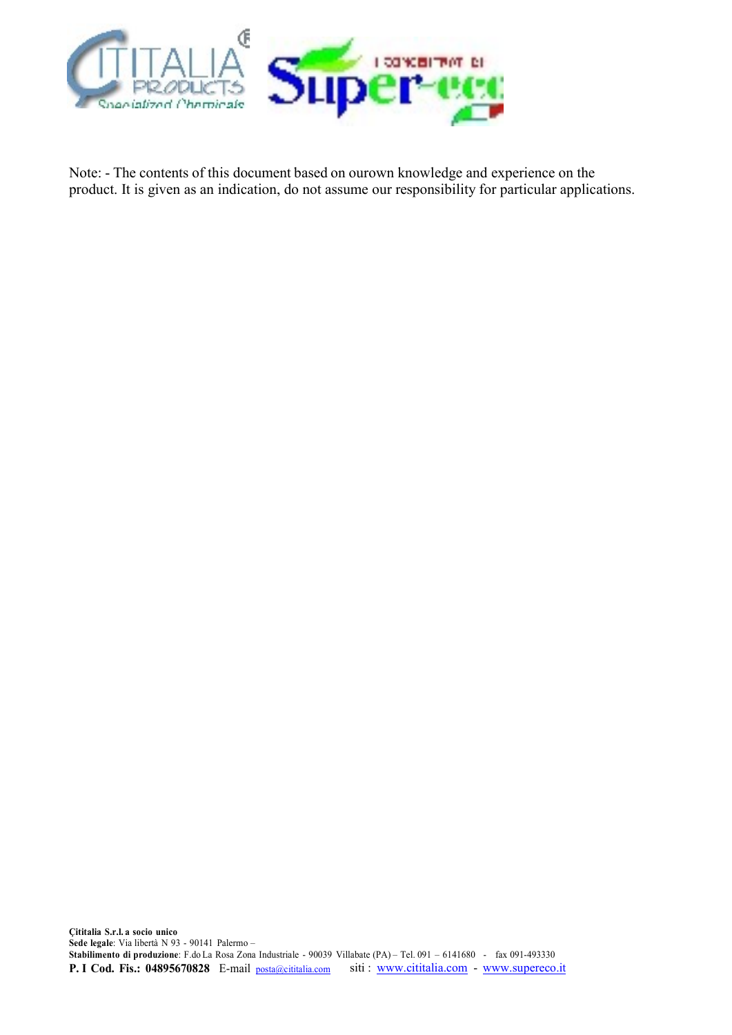Note: - The contents of this document based on ourown knowledge and experience on the product. It is given as an indication, do not assume our responsibility for particular applications.

**Çititalia S.r.l. a socio unico**
**Sede legale**: Via libertà N 93 - 90141 Palermo –
**Stabilimento di produzione**: F.do La Rosa Zona Industriale - 90039 Villabate (PA) – Tel. 091 – 6141680 - fax 091-493330
**P. I Cod. Fis.: 04895670828** E-mail posta@cititalia.com siti : www.cititalia.com - www.supereco.it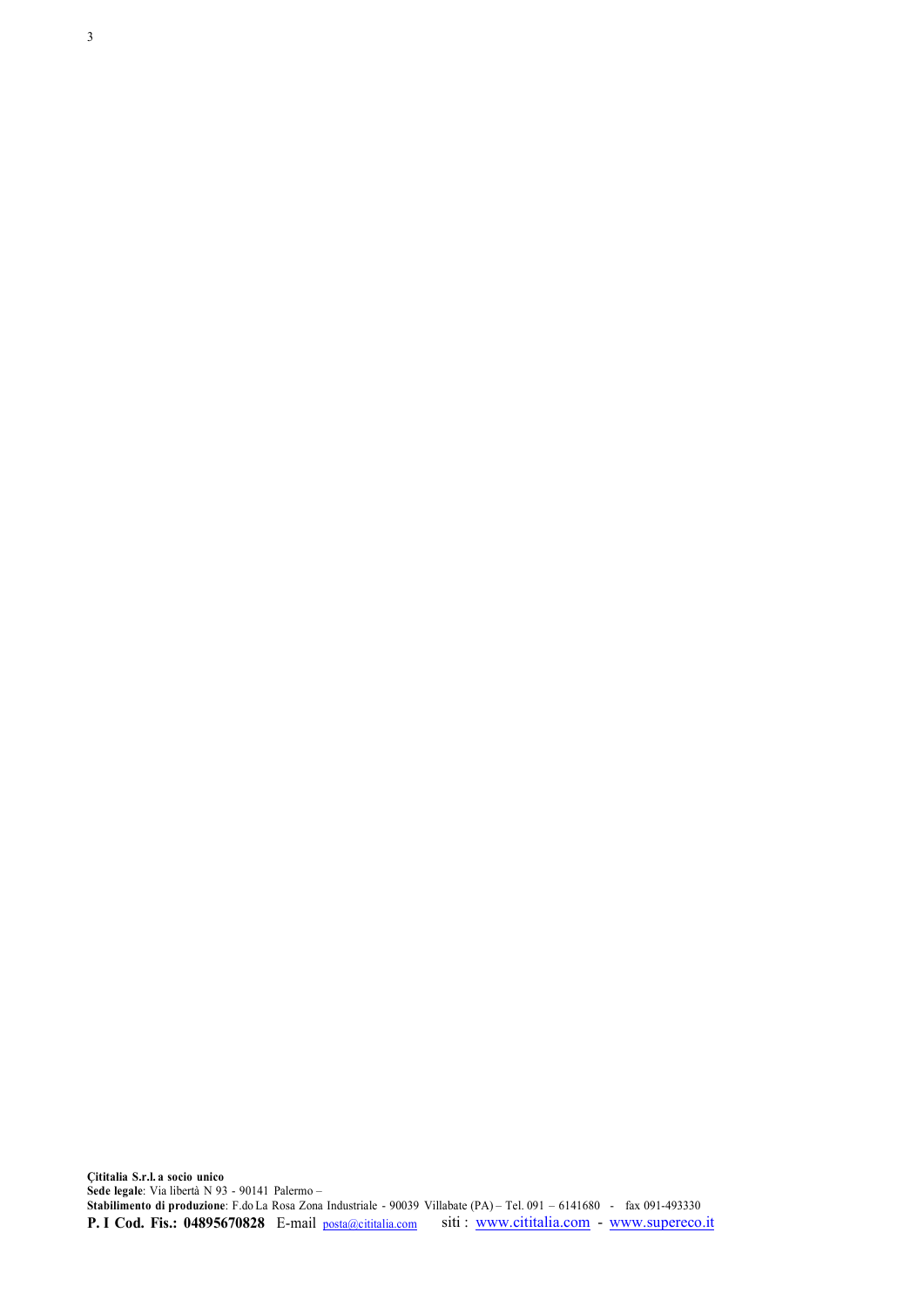**Çititalia S.r.l. a socio unico**
**Sede legale**: Via libertà N 93 - 90141 Palermo –
**Stabilimento di produzione**: F.do La Rosa Zona Industriale - 90039 Villabate (PA) – Tel. 091 – 6141680 - fax 091-493330
**P. I Cod. Fis.: 04895670828** E-mail posta@cititalia.com siti : www.cititalia.com - www.supereco.it